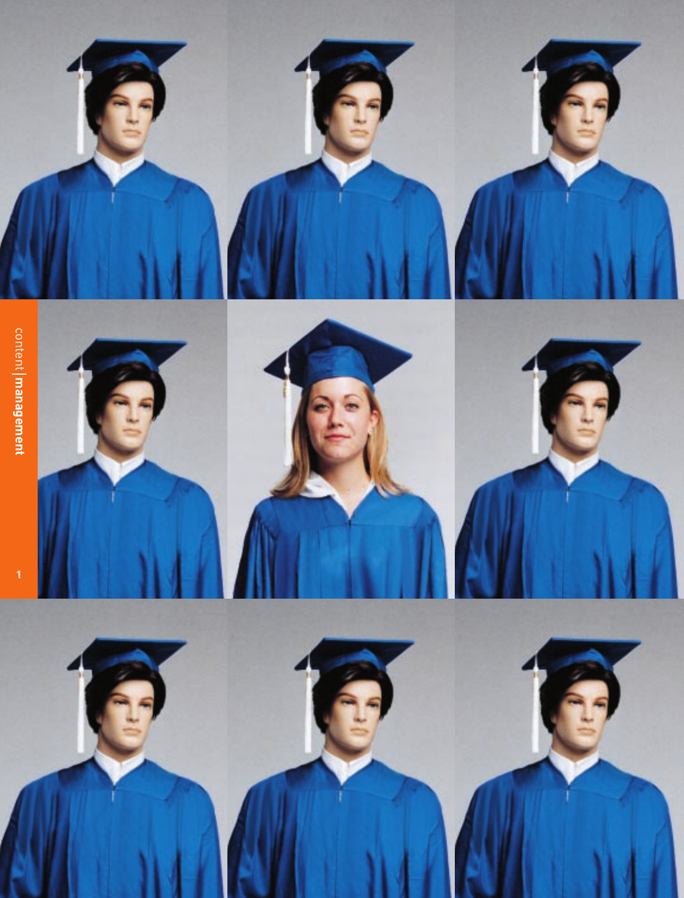content | **management**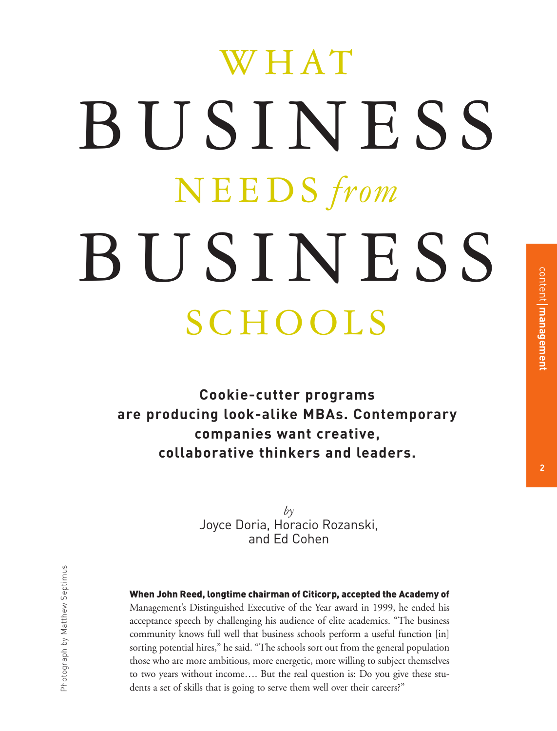# WHAT BUSINESS NEEDS *from* BUSINESS SCHOOLS

**Cookie-cutter programs are producing look-alike MBAs. Contemporary companies want creative, collaborative thinkers and leaders.**

*by*
Joyce Doria, Horacio Rozanski, and Ed Cohen

Photograph by Matthew Septimus

**When John Reed, longtime chairman of Citicorp, accepted the Academy of** Management's Distinguished Executive of the Year award in 1999, he ended his acceptance speech by challenging his audience of elite academics. "The business community knows full well that business schools perform a useful function [in] sorting potential hires," he said. "The schools sort out from the general population those who are more ambitious, more energetic, more willing to subject themselves to two years without income…. But the real question is: Do you give these students a set of skills that is going to serve them well over their careers?"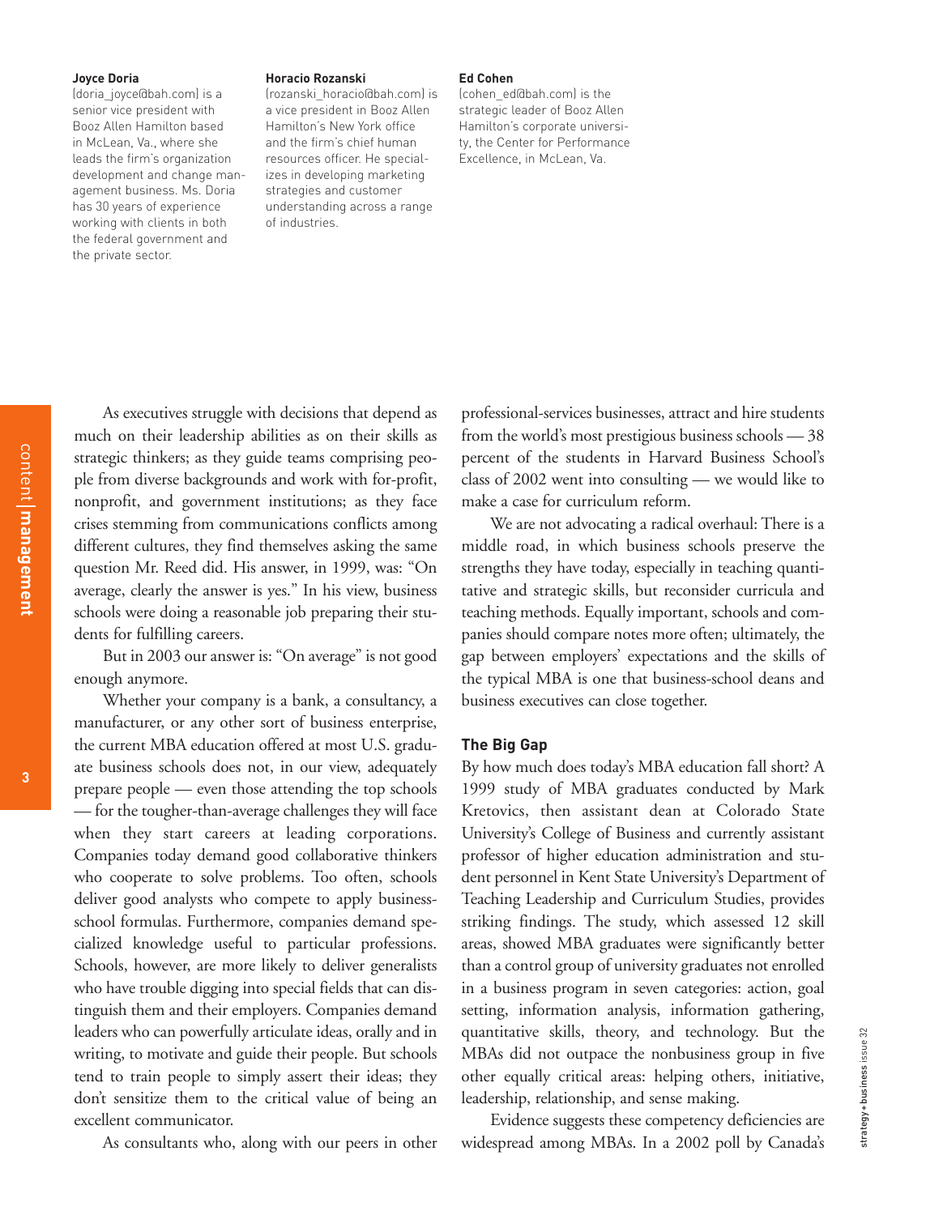**Joyce Doria**
(doria_joyce@bah.com) is a senior vice president with Booz Allen Hamilton based in McLean, Va., where she leads the firm's organization development and change management business. Ms. Doria has 30 years of experience working with clients in both the federal government and the private sector.

**Horacio Rozanski**
(rozanski_horacio@bah.com) is a vice president in Booz Allen Hamilton's New York office and the firm's chief human resources officer. He specializes in developing marketing strategies and customer understanding across a range of industries.

**Ed Cohen**
(cohen_ed@bah.com) is the strategic leader of Booz Allen Hamilton's corporate university, the Center for Performance Excellence, in McLean, Va.

As executives struggle with decisions that depend as much on their leadership abilities as on their skills as strategic thinkers; as they guide teams comprising people from diverse backgrounds and work with for-profit, nonprofit, and government institutions; as they face crises stemming from communications conflicts among different cultures, they find themselves asking the same question Mr. Reed did. His answer, in 1999, was: "On average, clearly the answer is yes." In his view, business schools were doing a reasonable job preparing their students for fulfilling careers.

But in 2003 our answer is: "On average" is not good enough anymore.

Whether your company is a bank, a consultancy, a manufacturer, or any other sort of business enterprise, the current MBA education offered at most U.S. graduate business schools does not, in our view, adequately prepare people — even those attending the top schools — for the tougher-than-average challenges they will face when they start careers at leading corporations. Companies today demand good collaborative thinkers who cooperate to solve problems. Too often, schools deliver good analysts who compete to apply business-school formulas. Furthermore, companies demand specialized knowledge useful to particular professions. Schools, however, are more likely to deliver generalists who have trouble digging into special fields that can distinguish them and their employers. Companies demand leaders who can powerfully articulate ideas, orally and in writing, to motivate and guide their people. But schools tend to train people to simply assert their ideas; they don't sensitize them to the critical value of being an excellent communicator.

As consultants who, along with our peers in other professional-services businesses, attract and hire students from the world's most prestigious business schools — 38 percent of the students in Harvard Business School's class of 2002 went into consulting — we would like to make a case for curriculum reform.

We are not advocating a radical overhaul: There is a middle road, in which business schools preserve the strengths they have today, especially in teaching quantitative and strategic skills, but reconsider curricula and teaching methods. Equally important, schools and companies should compare notes more often; ultimately, the gap between employers' expectations and the skills of the typical MBA is one that business-school deans and business executives can close together.

## The Big Gap

By how much does today's MBA education fall short? A 1999 study of MBA graduates conducted by Mark Kretovics, then assistant dean at Colorado State University's College of Business and currently assistant professor of higher education administration and student personnel in Kent State University's Department of Teaching Leadership and Curriculum Studies, provides striking findings. The study, which assessed 12 skill areas, showed MBA graduates were significantly better than a control group of university graduates not enrolled in a business program in seven categories: action, goal setting, information analysis, information gathering, quantitative skills, theory, and technology. But the MBAs did not outpace the nonbusiness group in five other equally critical areas: helping others, initiative, leadership, relationship, and sense making.

Evidence suggests these competency deficiencies are widespread among MBAs. In a 2002 poll by Canada's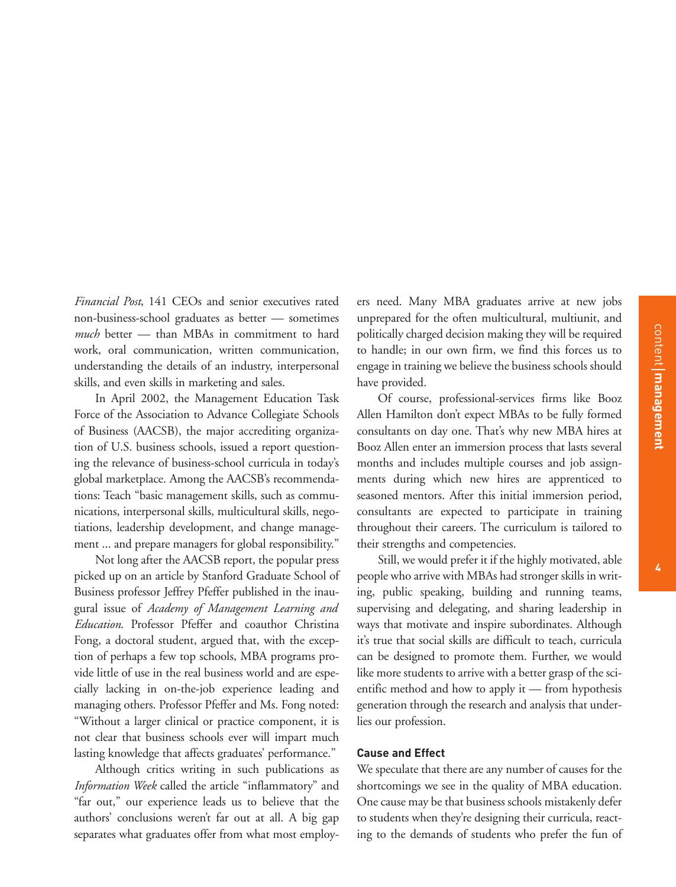*Financial Post*, 141 CEOs and senior executives rated non-business-school graduates as better — sometimes *much* better — than MBAs in commitment to hard work, oral communication, written communication, understanding the details of an industry, interpersonal skills, and even skills in marketing and sales.

In April 2002, the Management Education Task Force of the Association to Advance Collegiate Schools of Business (AACSB), the major accrediting organization of U.S. business schools, issued a report questioning the relevance of business-school curricula in today's global marketplace. Among the AACSB's recommendations: Teach "basic management skills, such as communications, interpersonal skills, multicultural skills, negotiations, leadership development, and change management ... and prepare managers for global responsibility."

Not long after the AACSB report, the popular press picked up on an article by Stanford Graduate School of Business professor Jeffrey Pfeffer published in the inaugural issue of *Academy of Management Learning and Education*. Professor Pfeffer and coauthor Christina Fong, a doctoral student, argued that, with the exception of perhaps a few top schools, MBA programs provide little of use in the real business world and are especially lacking in on-the-job experience leading and managing others. Professor Pfeffer and Ms. Fong noted: "Without a larger clinical or practice component, it is not clear that business schools ever will impart much lasting knowledge that affects graduates' performance."

Although critics writing in such publications as *Information Week* called the article "inflammatory" and "far out," our experience leads us to believe that the authors' conclusions weren't far out at all. A big gap separates what graduates offer from what most employers need. Many MBA graduates arrive at new jobs unprepared for the often multicultural, multiunit, and politically charged decision making they will be required to handle; in our own firm, we find this forces us to engage in training we believe the business schools should have provided.

Of course, professional-services firms like Booz Allen Hamilton don't expect MBAs to be fully formed consultants on day one. That's why new MBA hires at Booz Allen enter an immersion process that lasts several months and includes multiple courses and job assignments during which new hires are apprenticed to seasoned mentors. After this initial immersion period, consultants are expected to participate in training throughout their careers. The curriculum is tailored to their strengths and competencies.

Still, we would prefer it if the highly motivated, able people who arrive with MBAs had stronger skills in writing, public speaking, building and running teams, supervising and delegating, and sharing leadership in ways that motivate and inspire subordinates. Although it's true that social skills are difficult to teach, curricula can be designed to promote them. Further, we would like more students to arrive with a better grasp of the scientific method and how to apply it — from hypothesis generation through the research and analysis that underlies our profession.

**Cause and Effect**

We speculate that there are any number of causes for the shortcomings we see in the quality of MBA education. One cause may be that business schools mistakenly defer to students when they're designing their curricula, reacting to the demands of students who prefer the fun of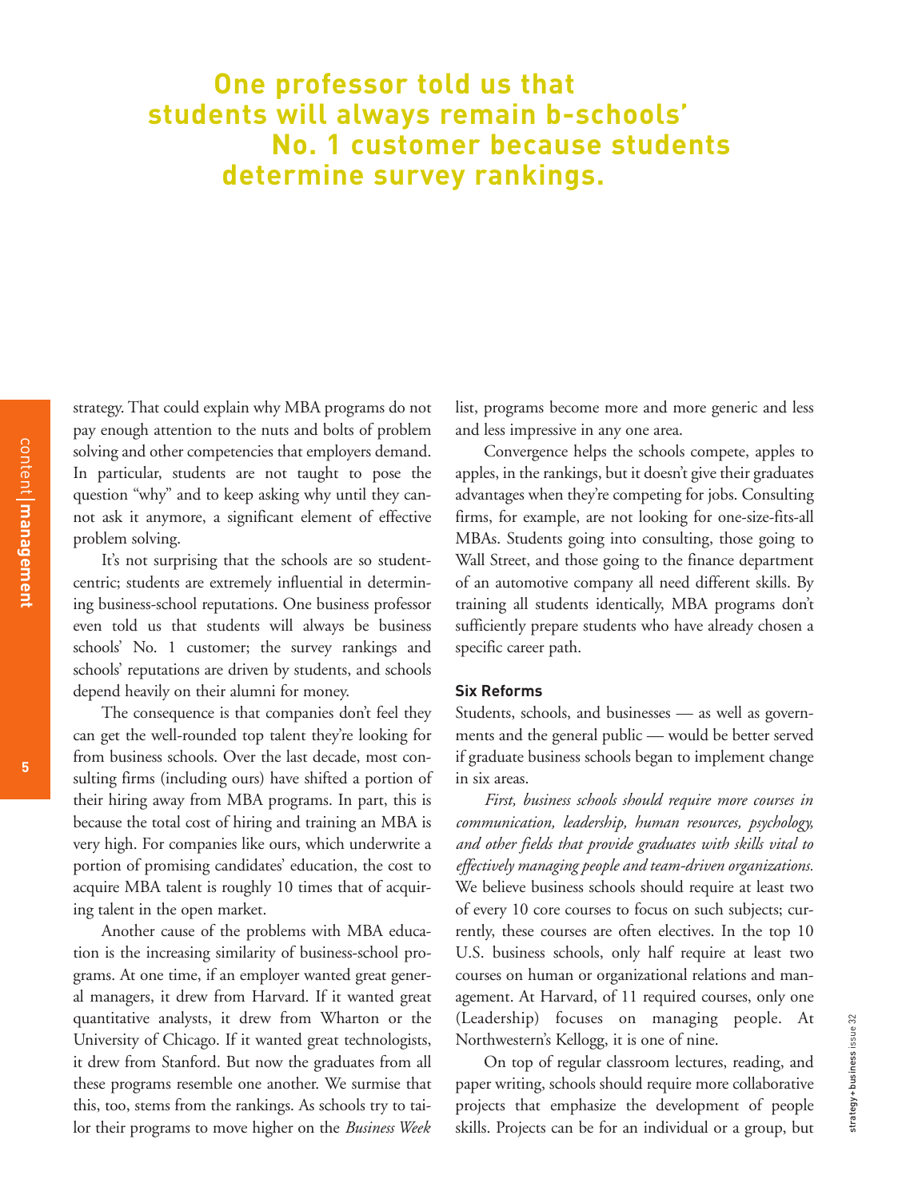**One professor told us that students will always remain b-schools' No. 1 customer because students determine survey rankings.**

strategy. That could explain why MBA programs do not pay enough attention to the nuts and bolts of problem solving and other competencies that employers demand. In particular, students are not taught to pose the question "why" and to keep asking why until they cannot ask it anymore, a significant element of effective problem solving.

It's not surprising that the schools are so student-centric; students are extremely influential in determining business-school reputations. One business professor even told us that students will always be business schools' No. 1 customer; the survey rankings and schools' reputations are driven by students, and schools depend heavily on their alumni for money.

The consequence is that companies don't feel they can get the well-rounded top talent they're looking for from business schools. Over the last decade, most consulting firms (including ours) have shifted a portion of their hiring away from MBA programs. In part, this is because the total cost of hiring and training an MBA is very high. For companies like ours, which underwrite a portion of promising candidates' education, the cost to acquire MBA talent is roughly 10 times that of acquiring talent in the open market.

Another cause of the problems with MBA education is the increasing similarity of business-school programs. At one time, if an employer wanted great general managers, it drew from Harvard. If it wanted great quantitative analysts, it drew from Wharton or the University of Chicago. If it wanted great technologists, it drew from Stanford. But now the graduates from all these programs resemble one another. We surmise that this, too, stems from the rankings. As schools try to tailor their programs to move higher on the *Business Week* list, programs become more and more generic and less and less impressive in any one area.

Convergence helps the schools compete, apples to apples, in the rankings, but it doesn't give their graduates advantages when they're competing for jobs. Consulting firms, for example, are not looking for one-size-fits-all MBAs. Students going into consulting, those going to Wall Street, and those going to the finance department of an automotive company all need different skills. By training all students identically, MBA programs don't sufficiently prepare students who have already chosen a specific career path.

### Six Reforms

Students, schools, and businesses — as well as governments and the general public — would be better served if graduate business schools began to implement change in six areas.

*First, business schools should require more courses in communication, leadership, human resources, psychology, and other fields that provide graduates with skills vital to effectively managing people and team-driven organizations.* We believe business schools should require at least two of every 10 core courses to focus on such subjects; currently, these courses are often electives. In the top 10 U.S. business schools, only half require at least two courses on human or organizational relations and management. At Harvard, of 11 required courses, only one (Leadership) focuses on managing people. At Northwestern's Kellogg, it is one of nine.

On top of regular classroom lectures, reading, and paper writing, schools should require more collaborative projects that emphasize the development of people skills. Projects can be for an individual or a group, but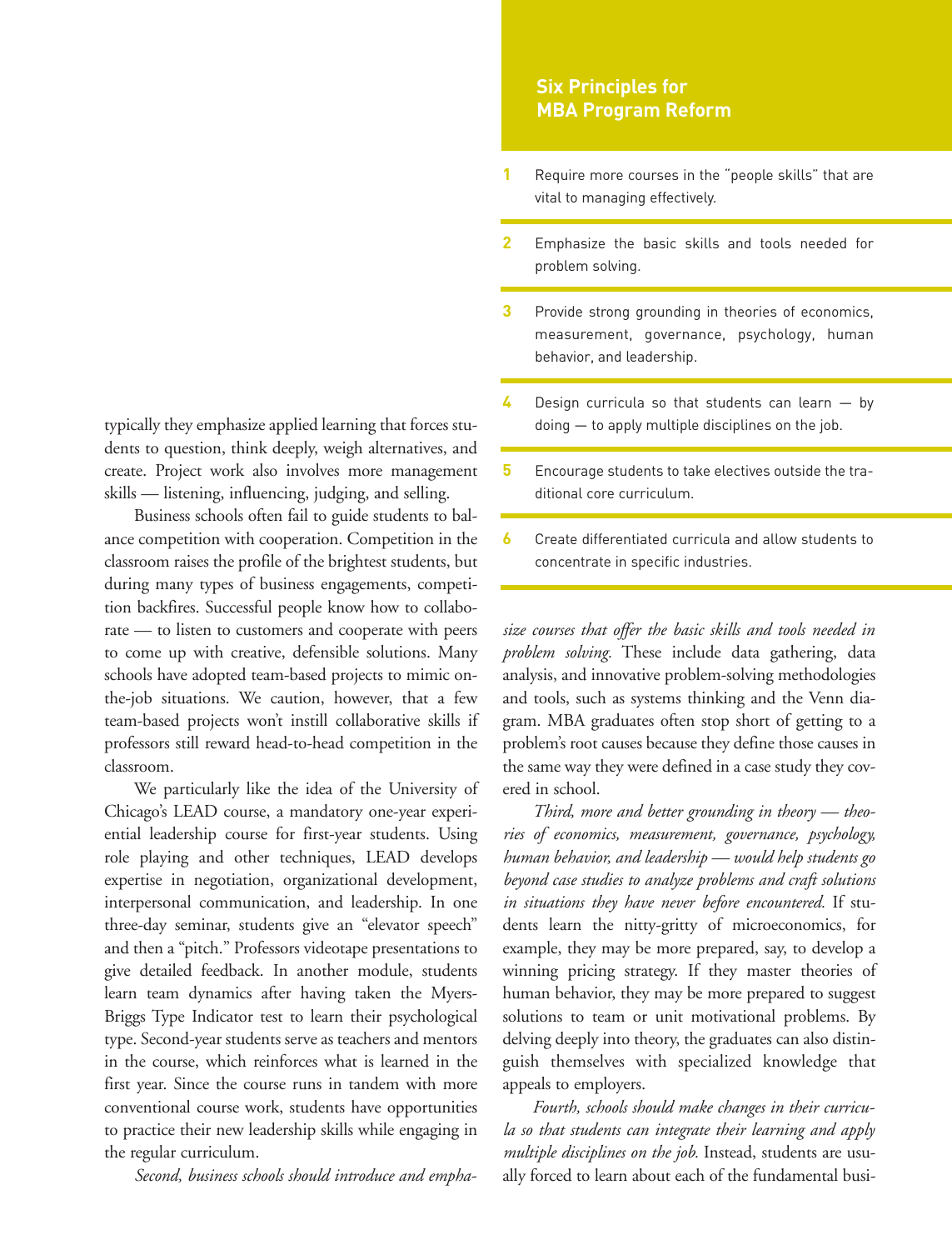typically they emphasize applied learning that forces students to question, think deeply, weigh alternatives, and create. Project work also involves more management skills — listening, influencing, judging, and selling.

Business schools often fail to guide students to balance competition with cooperation. Competition in the classroom raises the profile of the brightest students, but during many types of business engagements, competition backfires. Successful people know how to collaborate — to listen to customers and cooperate with peers to come up with creative, defensible solutions. Many schools have adopted team-based projects to mimic on-the-job situations. We caution, however, that a few team-based projects won't instill collaborative skills if professors still reward head-to-head competition in the classroom.

We particularly like the idea of the University of Chicago's LEAD course, a mandatory one-year experiential leadership course for first-year students. Using role playing and other techniques, LEAD develops expertise in negotiation, organizational development, interpersonal communication, and leadership. In one three-day seminar, students give an "elevator speech" and then a "pitch." Professors videotape presentations to give detailed feedback. In another module, students learn team dynamics after having taken the Myers-Briggs Type Indicator test to learn their psychological type. Second-year students serve as teachers and mentors in the course, which reinforces what is learned in the first year. Since the course runs in tandem with more conventional course work, students have opportunities to practice their new leadership skills while engaging in the regular curriculum.

*Second, business schools should introduce and emphasize courses that offer the basic skills and tools needed in problem solving.* These include data gathering, data analysis, and innovative problem-solving methodologies and tools, such as systems thinking and the Venn diagram. MBA graduates often stop short of getting to a problem's root causes because they define those causes in the same way they were defined in a case study they covered in school.

*Third, more and better grounding in theory — theories of economics, measurement, governance, psychology, human behavior, and leadership — would help students go beyond case studies to analyze problems and craft solutions in situations they have never before encountered.* If students learn the nitty-gritty of microeconomics, for example, they may be more prepared, say, to develop a winning pricing strategy. If they master theories of human behavior, they may be more prepared to suggest solutions to team or unit motivational problems. By delving deeply into theory, the graduates can also distinguish themselves with specialized knowledge that appeals to employers.

*Fourth, schools should make changes in their curricula so that students can integrate their learning and apply multiple disciplines on the job.* Instead, students are usually forced to learn about each of the fundamental busi-

## Six Principles for MBA Program Reform

1. Require more courses in the "people skills" that are vital to managing effectively.
2. Emphasize the basic skills and tools needed for problem solving.
3. Provide strong grounding in theories of economics, measurement, governance, psychology, human behavior, and leadership.
4. Design curricula so that students can learn — by doing — to apply multiple disciplines on the job.
5. Encourage students to take electives outside the traditional core curriculum.
6. Create differentiated curricula and allow students to concentrate in specific industries.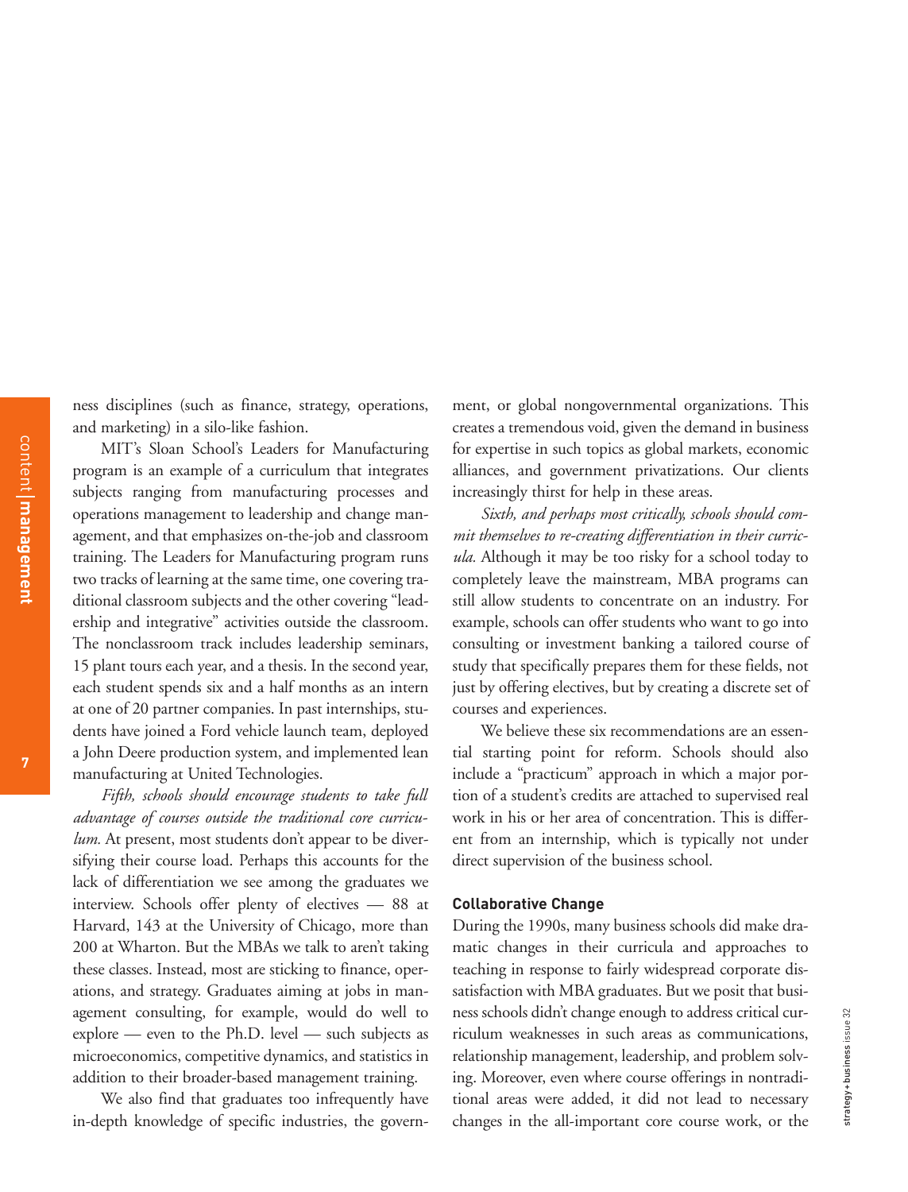ness disciplines (such as finance, strategy, operations, and marketing) in a silo-like fashion.

MIT's Sloan School's Leaders for Manufacturing program is an example of a curriculum that integrates subjects ranging from manufacturing processes and operations management to leadership and change management, and that emphasizes on-the-job and classroom training. The Leaders for Manufacturing program runs two tracks of learning at the same time, one covering traditional classroom subjects and the other covering "leadership and integrative" activities outside the classroom. The nonclassroom track includes leadership seminars, 15 plant tours each year, and a thesis. In the second year, each student spends six and a half months as an intern at one of 20 partner companies. In past internships, students have joined a Ford vehicle launch team, deployed a John Deere production system, and implemented lean manufacturing at United Technologies.

*Fifth, schools should encourage students to take full advantage of courses outside the traditional core curriculum.* At present, most students don't appear to be diversifying their course load. Perhaps this accounts for the lack of differentiation we see among the graduates we interview. Schools offer plenty of electives — 88 at Harvard, 143 at the University of Chicago, more than 200 at Wharton. But the MBAs we talk to aren't taking these classes. Instead, most are sticking to finance, operations, and strategy. Graduates aiming at jobs in management consulting, for example, would do well to explore — even to the Ph.D. level — such subjects as microeconomics, competitive dynamics, and statistics in addition to their broader-based management training.

We also find that graduates too infrequently have in-depth knowledge of specific industries, the government, or global nongovernmental organizations. This creates a tremendous void, given the demand in business for expertise in such topics as global markets, economic alliances, and government privatizations. Our clients increasingly thirst for help in these areas.

*Sixth, and perhaps most critically, schools should commit themselves to re-creating differentiation in their curricula.* Although it may be too risky for a school today to completely leave the mainstream, MBA programs can still allow students to concentrate on an industry. For example, schools can offer students who want to go into consulting or investment banking a tailored course of study that specifically prepares them for these fields, not just by offering electives, but by creating a discrete set of courses and experiences.

We believe these six recommendations are an essential starting point for reform. Schools should also include a "practicum" approach in which a major portion of a student's credits are attached to supervised real work in his or her area of concentration. This is different from an internship, which is typically not under direct supervision of the business school.

### Collaborative Change

During the 1990s, many business schools did make dramatic changes in their curricula and approaches to teaching in response to fairly widespread corporate dissatisfaction with MBA graduates. But we posit that business schools didn't change enough to address critical curriculum weaknesses in such areas as communications, relationship management, leadership, and problem solving. Moreover, even where course offerings in nontraditional areas were added, it did not lead to necessary changes in the all-important core course work, or the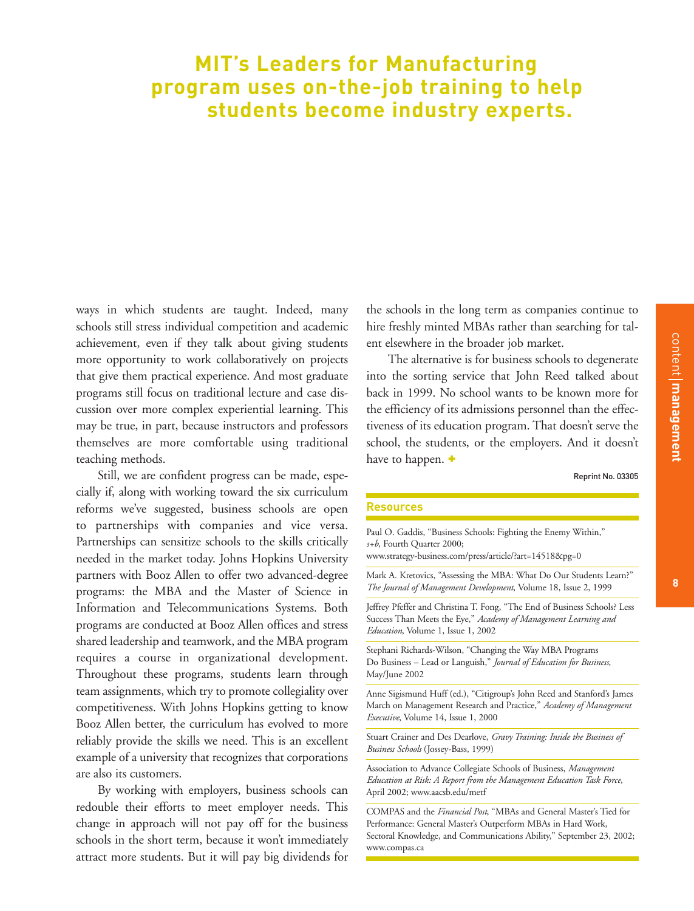**MIT's Leaders for Manufacturing program uses on-the-job training to help students become industry experts.**

ways in which students are taught. Indeed, many schools still stress individual competition and academic achievement, even if they talk about giving students more opportunity to work collaboratively on projects that give them practical experience. And most graduate programs still focus on traditional lecture and case discussion over more complex experiential learning. This may be true, in part, because instructors and professors themselves are more comfortable using traditional teaching methods.

Still, we are confident progress can be made, especially if, along with working toward the six curriculum reforms we've suggested, business schools are open to partnerships with companies and vice versa. Partnerships can sensitize schools to the skills critically needed in the market today. Johns Hopkins University partners with Booz Allen to offer two advanced-degree programs: the MBA and the Master of Science in Information and Telecommunications Systems. Both programs are conducted at Booz Allen offices and stress shared leadership and teamwork, and the MBA program requires a course in organizational development. Throughout these programs, students learn through team assignments, which try to promote collegiality over competitiveness. With Johns Hopkins getting to know Booz Allen better, the curriculum has evolved to more reliably provide the skills we need. This is an excellent example of a university that recognizes that corporations are also its customers.

By working with employers, business schools can redouble their efforts to meet employer needs. This change in approach will not pay off for the business schools in the short term, because it won't immediately attract more students. But it will pay big dividends for the schools in the long term as companies continue to hire freshly minted MBAs rather than searching for talent elsewhere in the broader job market.

The alternative is for business schools to degenerate into the sorting service that John Reed talked about back in 1999. No school wants to be known more for the efficiency of its admissions personnel than the effectiveness of its education program. That doesn't serve the school, the students, or the employers. And it doesn't have to happen. +

Reprint No. 03305

## Resources

Paul O. Gaddis, "Business Schools: Fighting the Enemy Within," *s+b*, Fourth Quarter 2000; www.strategy-business.com/press/article/?art=14518&pg=0

Mark A. Kretovics, "Assessing the MBA: What Do Our Students Learn?" *The Journal of Management Development*, Volume 18, Issue 2, 1999

Jeffrey Pfeffer and Christina T. Fong, "The End of Business Schools? Less Success Than Meets the Eye," *Academy of Management Learning and Education*, Volume 1, Issue 1, 2002

Stephani Richards-Wilson, "Changing the Way MBA Programs Do Business – Lead or Languish," *Journal of Education for Business*, May/June 2002

Anne Sigismund Huff (ed.), "Citigroup's John Reed and Stanford's James March on Management Research and Practice," *Academy of Management Executive*, Volume 14, Issue 1, 2000

Stuart Crainer and Des Dearlove, *Gravy Training: Inside the Business of Business Schools* (Jossey-Bass, 1999)

Association to Advance Collegiate Schools of Business, *Management Education at Risk: A Report from the Management Education Task Force*, April 2002; www.aacsb.edu/metf

COMPAS and the *Financial Post*, "MBAs and General Master's Tied for Performance: General Master's Outperform MBAs in Hard Work, Sectoral Knowledge, and Communications Ability," September 23, 2002; www.compas.ca